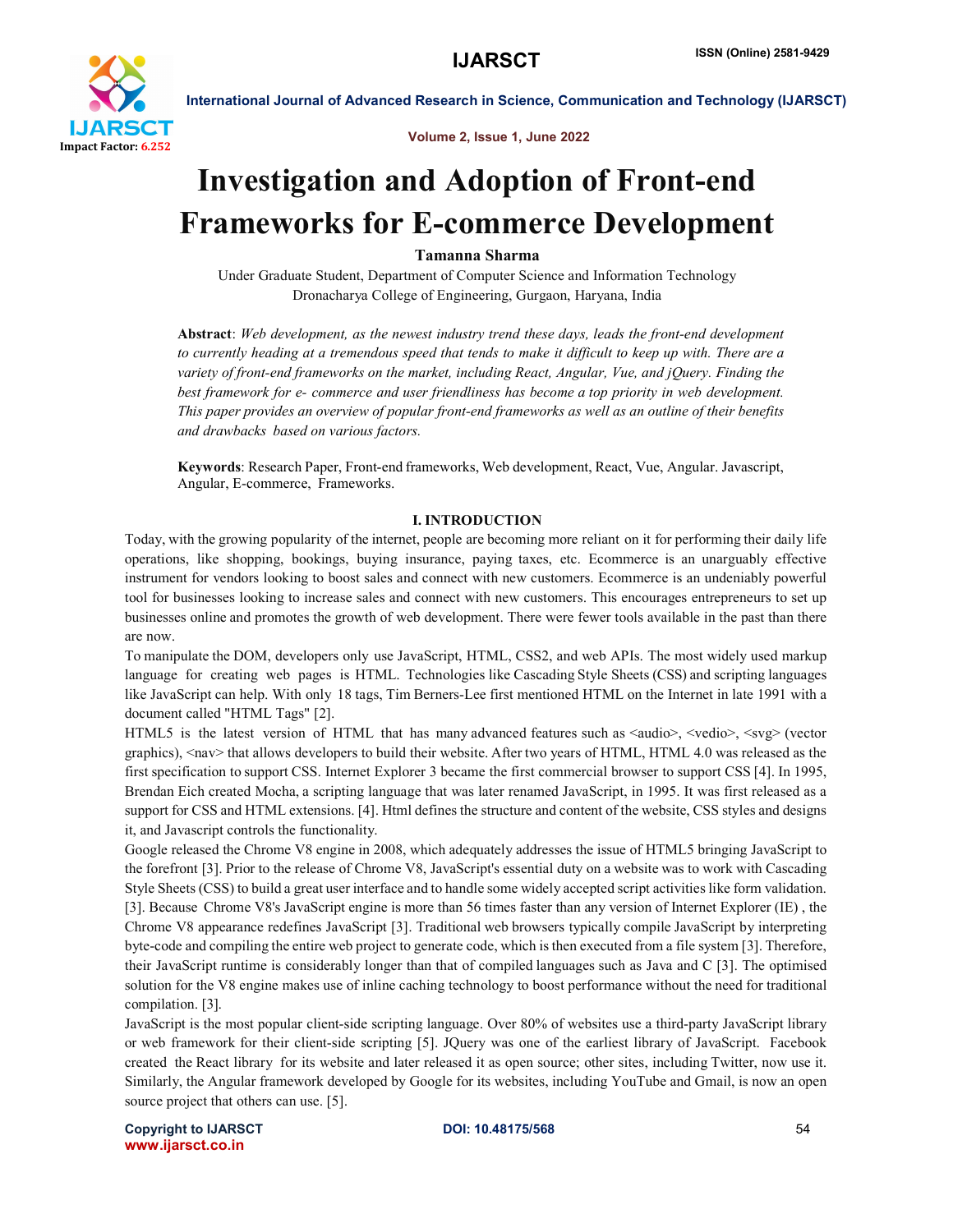# Investigation and Adoption of Front-end Frameworks for E-commerce Development

**Tamanna Sharma**

Under Graduate Student, Department of Computer Science and Information Technology

Dronacharya College of Engineering, Gurgaon, Haryana, India

**Abstract**: *Web development, as the newest industry trend these days, leads the front-end development to currently heading at a tremendous speed that tends to make it difficult to keep up with. There are a variety of front-end frameworks on the market, including React, Angular, Vue, and jQuery. Finding the best framework for e- commerce and user friendliness has become a top priority in web development. This paper provides an overview of popular front-end frameworks as well as an outline of their benefits and drawbacks based on various factors.*

**Keywords**: Research Paper, Front-end frameworks, Web development, React, Vue, Angular. Javascript, Angular, E-commerce, Frameworks.

## I. INTRODUCTION

Today, with the growing popularity of the internet, people are becoming more reliant on it for performing their daily life operations, like shopping, bookings, buying insurance, paying taxes, etc. Ecommerce is an unarguably effective instrument for vendors looking to boost sales and connect with new customers. Ecommerce is an undeniably powerful tool for businesses looking to increase sales and connect with new customers. This encourages entrepreneurs to set up businesses online and promotes the growth of web development. There were fewer tools available in the past than there are now.

To manipulate the DOM, developers only use JavaScript, HTML, CSS2, and web APIs. The most widely used markup language for creating web pages is HTML. Technologies like Cascading Style Sheets (CSS) and scripting languages like JavaScript can help. With only 18 tags, Tim Berners-Lee first mentioned HTML on the Internet in late 1991 with a document called "HTML Tags" [2].

HTML5 is the latest version of HTML that has many advanced features such as <audio>, <vedio>, <svg> (vector graphics), <nav> that allows developers to build their website. After two years of HTML, HTML 4.0 was released as the first specification to support CSS. Internet Explorer 3 became the first commercial browser to support CSS [4]. In 1995, Brendan Eich created Mocha, a scripting language that was later renamed JavaScript, in 1995. It was first released as a support for CSS and HTML extensions. [4]. Html defines the structure and content of the website, CSS styles and designs it, and Javascript controls the functionality.

Google released the Chrome V8 engine in 2008, which adequately addresses the issue of HTML5 bringing JavaScript to the forefront [3]. Prior to the release of Chrome V8, JavaScript's essential duty on a website was to work with Cascading Style Sheets (CSS) to build a great user interface and to handle some widely accepted script activities like form validation. [3]. Because Chrome V8's JavaScript engine is more than 56 times faster than any version of Internet Explorer (IE) , the Chrome V8 appearance redefines JavaScript [3]. Traditional web browsers typically compile JavaScript by interpreting byte-code and compiling the entire web project to generate code, which is then executed from a file system [3]. Therefore, their JavaScript runtime is considerably longer than that of compiled languages such as Java and C [3]. The optimised solution for the V8 engine makes use of inline caching technology to boost performance without the need for traditional compilation. [3].

JavaScript is the most popular client-side scripting language. Over 80% of websites use a third-party JavaScript library or web framework for their client-side scripting [5]. JQuery was one of the earliest library of JavaScript. Facebook created the React library for its website and later released it as open source; other sites, including Twitter, now use it. Similarly, the Angular framework developed by Google for its websites, including YouTube and Gmail, is now an open source project that others can use. [5].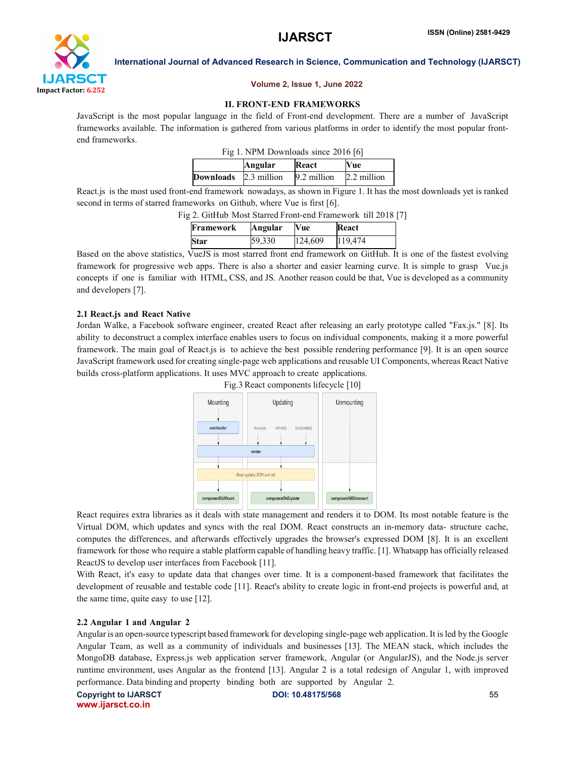## II. FRONT-END FRAMEWORKS

JavaScript is the most popular language in the field of Front-end development. There are a number of JavaScript frameworks available. The information is gathered from various platforms in order to identify the most popular front-end frameworks.

Fig 1. NPM Downloads since 2016 [6]

| | Angular | React | Vue |
|---|---|---|---|
| **Downloads** | 2.3 million | 9.2 million | 2.2 million |

React.js is the most used front-end framework nowadays, as shown in Figure 1. It has the most downloads yet is ranked second in terms of starred frameworks on Github, where Vue is first [6].

Fig 2. GitHub Most Starred Front-end Framework till 2018 [7]

| Framework | Angular | Vue | React |
|---|---|---|---|
| **Star** | 59,330 | 124,609 | 119,474 |

Based on the above statistics, VueJS is most starred front end framework on GitHub. It is one of the fastest evolving framework for progressive web apps. There is also a shorter and easier learning curve. It is simple to grasp Vue.js concepts if one is familiar with HTML, CSS, and JS. Another reason could be that, Vue is developed as a community and developers [7].

### 2.1 React.js and React Native

Jordan Walke, a Facebook software engineer, created React after releasing an early prototype called "Fax.js." [8]. Its ability to deconstruct a complex interface enables users to focus on individual components, making it a more powerful framework. The main goal of React.js is to achieve the best possible rendering performance [9]. It is an open source JavaScript framework used for creating single-page web applications and reusable UI Components, whereas React Native builds cross-platform applications. It uses MVC approach to create applications.

Fig.3 React components lifecycle [10]

React requires extra libraries as it deals with state management and renders it to DOM. Its most notable feature is the Virtual DOM, which updates and syncs with the real DOM. React constructs an in-memory data- structure cache, computes the differences, and afterwards effectively upgrades the browser's expressed DOM [8]. It is an excellent framework for those who require a stable platform capable of handling heavy traffic. [1]. Whatsapp has officially released ReactJS to develop user interfaces from Facebook [11].

With React, it's easy to update data that changes over time. It is a component-based framework that facilitates the development of reusable and testable code [11]. React's ability to create logic in front-end projects is powerful and, at the same time, quite easy to use [12].

### 2.2 Angular 1 and Angular 2

Angular is an open-source typescript based framework for developing single-page web application. It is led by the Google Angular Team, as well as a community of individuals and businesses [13]. The MEAN stack, which includes the MongoDB database, Express.js web application server framework, Angular (or AngularJS), and the Node.js server runtime environment, uses Angular as the frontend [13]. Angular 2 is a total redesign of Angular 1, with improved performance. Data binding and property binding both are supported by Angular 2.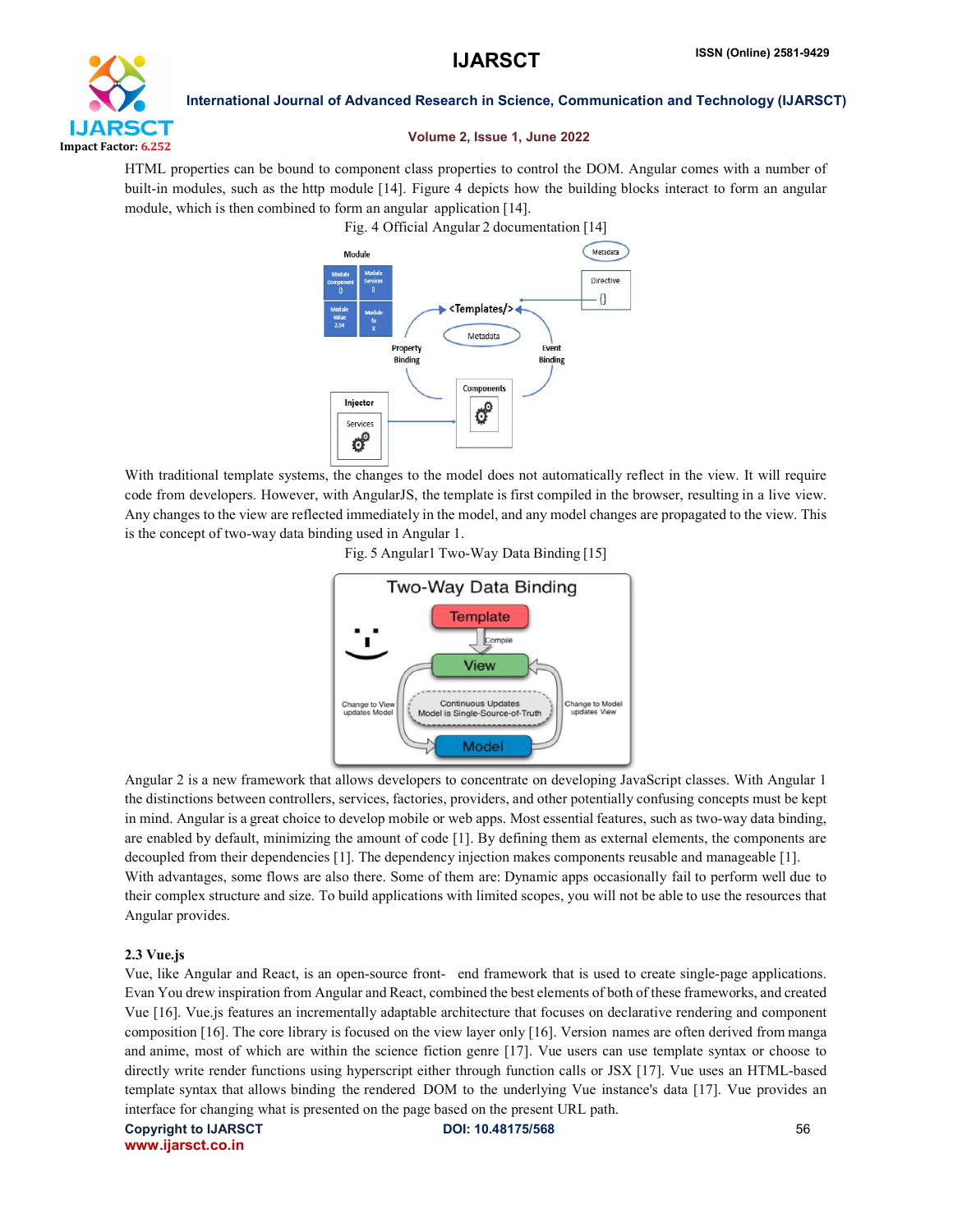HTML properties can be bound to component class properties to control the DOM. Angular comes with a number of built-in modules, such as the http module [14]. Figure 4 depicts how the building blocks interact to form an angular module, which is then combined to form an angular application [14].

Fig. 4 Official Angular 2 documentation [14]

With traditional template systems, the changes to the model does not automatically reflect in the view. It will require code from developers. However, with AngularJS, the template is first compiled in the browser, resulting in a live view. Any changes to the view are reflected immediately in the model, and any model changes are propagated to the view. This is the concept of two-way data binding used in Angular 1.

Fig. 5 Angular1 Two-Way Data Binding [15]

Angular 2 is a new framework that allows developers to concentrate on developing JavaScript classes. With Angular 1 the distinctions between controllers, services, factories, providers, and other potentially confusing concepts must be kept in mind. Angular is a great choice to develop mobile or web apps. Most essential features, such as two-way data binding, are enabled by default, minimizing the amount of code [1]. By defining them as external elements, the components are decoupled from their dependencies [1]. The dependency injection makes components reusable and manageable [1].

With advantages, some flows are also there. Some of them are: Dynamic apps occasionally fail to perform well due to their complex structure and size. To build applications with limited scopes, you will not be able to use the resources that Angular provides.

### 2.3 Vue.js

Vue, like Angular and React, is an open-source front- end framework that is used to create single-page applications. Evan You drew inspiration from Angular and React, combined the best elements of both of these frameworks, and created Vue [16]. Vue.js features an incrementally adaptable architecture that focuses on declarative rendering and component composition [16]. The core library is focused on the view layer only [16]. Version names are often derived from manga and anime, most of which are within the science fiction genre [17]. Vue users can use template syntax or choose to directly write render functions using hyperscript either through function calls or JSX [17]. Vue uses an HTML-based template syntax that allows binding the rendered DOM to the underlying Vue instance's data [17]. Vue provides an interface for changing what is presented on the page based on the present URL path.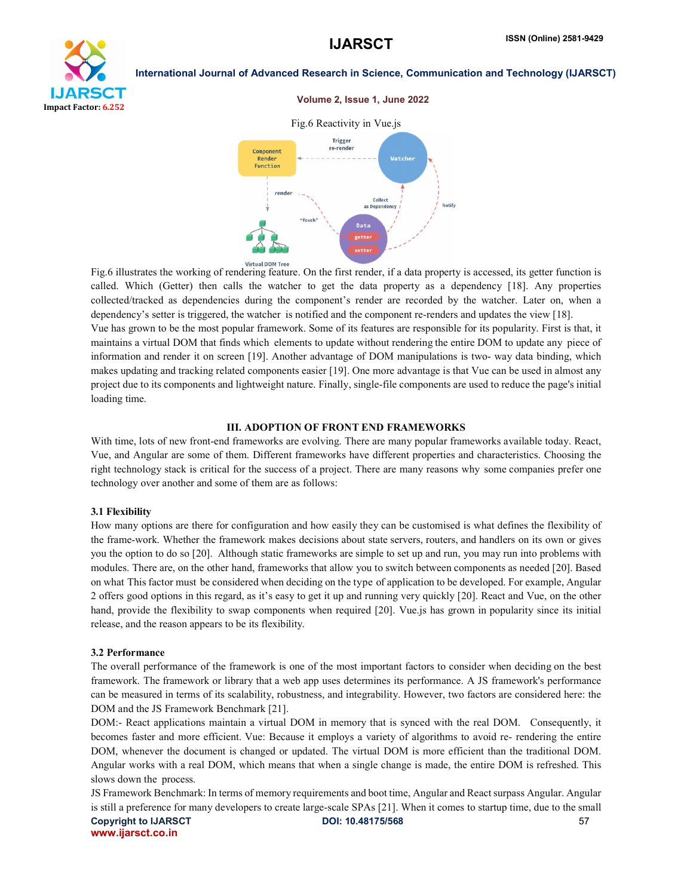Fig.6 Reactivity in Vue.js

Fig.6 illustrates the working of rendering feature. On the first render, if a data property is accessed, its getter function is called. Which (Getter) then calls the watcher to get the data property as a dependency [18]. Any properties collected/tracked as dependencies during the component's render are recorded by the watcher. Later on, when a dependency's setter is triggered, the watcher is notified and the component re-renders and updates the view [18].

Vue has grown to be the most popular framework. Some of its features are responsible for its popularity. First is that, it maintains a virtual DOM that finds which elements to update without rendering the entire DOM to update any piece of information and render it on screen [19]. Another advantage of DOM manipulations is two- way data binding, which makes updating and tracking related components easier [19]. One more advantage is that Vue can be used in almost any project due to its components and lightweight nature. Finally, single-file components are used to reduce the page's initial loading time.

## III. ADOPTION OF FRONT END FRAMEWORKS

With time, lots of new front-end frameworks are evolving. There are many popular frameworks available today. React, Vue, and Angular are some of them. Different frameworks have different properties and characteristics. Choosing the right technology stack is critical for the success of a project. There are many reasons why some companies prefer one technology over another and some of them are as follows:

### 3.1 Flexibility

How many options are there for configuration and how easily they can be customised is what defines the flexibility of the frame-work. Whether the framework makes decisions about state servers, routers, and handlers on its own or gives you the option to do so [20]. Although static frameworks are simple to set up and run, you may run into problems with modules. There are, on the other hand, frameworks that allow you to switch between components as needed [20]. Based on what This factor must be considered when deciding on the type of application to be developed. For example, Angular 2 offers good options in this regard, as it's easy to get it up and running very quickly [20]. React and Vue, on the other hand, provide the flexibility to swap components when required [20]. Vue.js has grown in popularity since its initial release, and the reason appears to be its flexibility.

### 3.2 Performance

The overall performance of the framework is one of the most important factors to consider when deciding on the best framework. The framework or library that a web app uses determines its performance. A JS framework's performance can be measured in terms of its scalability, robustness, and integrability. However, two factors are considered here: the DOM and the JS Framework Benchmark [21].

DOM:- React applications maintain a virtual DOM in memory that is synced with the real DOM. Consequently, it becomes faster and more efficient. Vue: Because it employs a variety of algorithms to avoid re- rendering the entire DOM, whenever the document is changed or updated. The virtual DOM is more efficient than the traditional DOM. Angular works with a real DOM, which means that when a single change is made, the entire DOM is refreshed. This slows down the process.

JS Framework Benchmark: In terms of memory requirements and boot time, Angular and React surpass Angular. Angular is still a preference for many developers to create large-scale SPAs [21]. When it comes to startup time, due to the small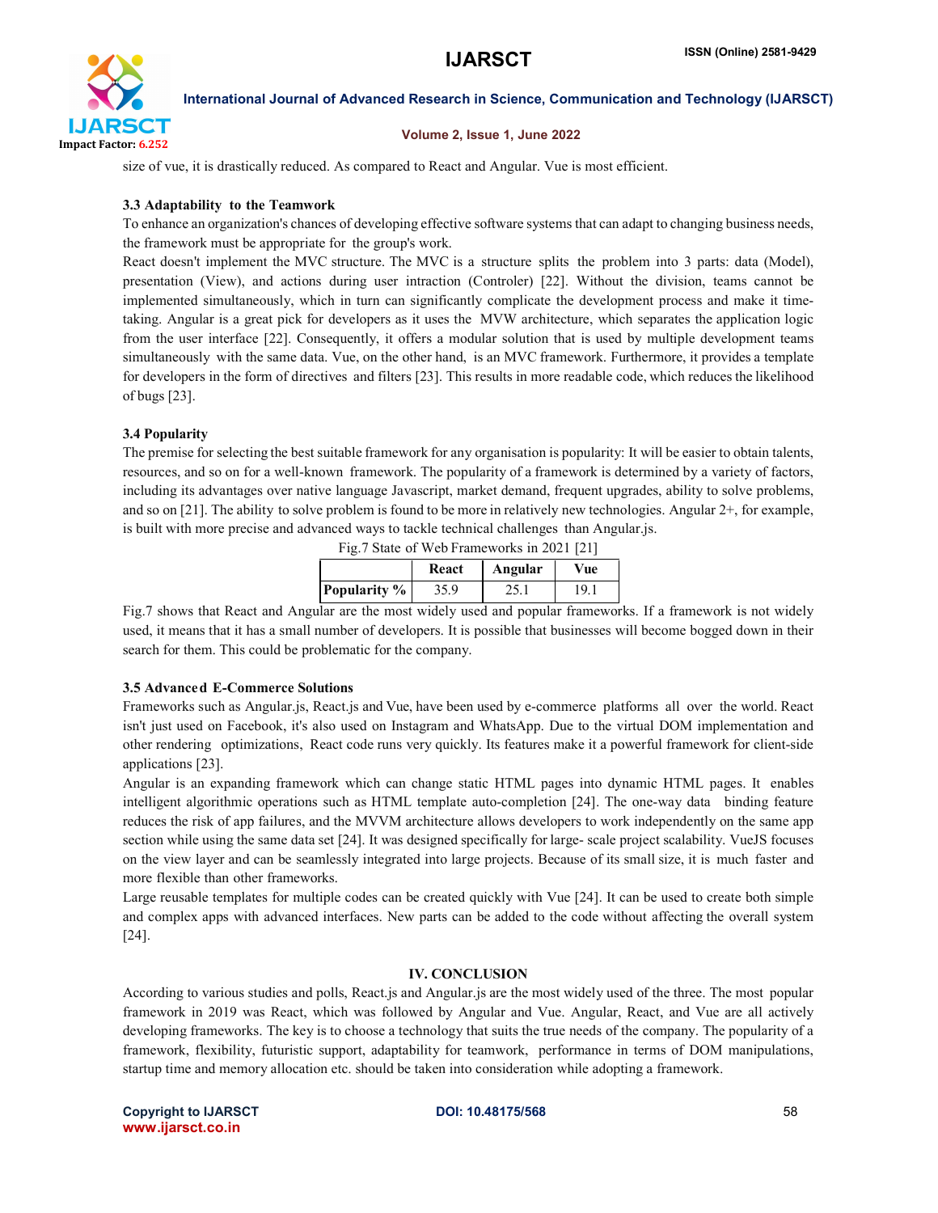size of vue, it is drastically reduced. As compared to React and Angular. Vue is most efficient.

### 3.3 Adaptability to the Teamwork

To enhance an organization's chances of developing effective software systems that can adapt to changing business needs, the framework must be appropriate for the group's work.

React doesn't implement the MVC structure. The MVC is a structure splits the problem into 3 parts: data (Model), presentation (View), and actions during user intraction (Controler) [22]. Without the division, teams cannot be implemented simultaneously, which in turn can significantly complicate the development process and make it time-taking. Angular is a great pick for developers as it uses the MVW architecture, which separates the application logic from the user interface [22]. Consequently, it offers a modular solution that is used by multiple development teams simultaneously with the same data. Vue, on the other hand, is an MVC framework. Furthermore, it provides a template for developers in the form of directives and filters [23]. This results in more readable code, which reduces the likelihood of bugs [23].

### 3.4 Popularity

The premise for selecting the best suitable framework for any organisation is popularity: It will be easier to obtain talents, resources, and so on for a well-known framework. The popularity of a framework is determined by a variety of factors, including its advantages over native language Javascript, market demand, frequent upgrades, ability to solve problems, and so on [21]. The ability to solve problem is found to be more in relatively new technologies. Angular 2+, for example, is built with more precise and advanced ways to tackle technical challenges than Angular.js.

Fig.7 State of Web Frameworks in 2021 [21]

| | React | Angular | Vue |
|---|---|---|---|
| **Popularity %** | 35.9 | 25.1 | 19.1 |

Fig.7 shows that React and Angular are the most widely used and popular frameworks. If a framework is not widely used, it means that it has a small number of developers. It is possible that businesses will become bogged down in their search for them. This could be problematic for the company.

### 3.5 Advanced E-Commerce Solutions

Frameworks such as Angular.js, React.js and Vue, have been used by e-commerce platforms all over the world. React isn't just used on Facebook, it's also used on Instagram and WhatsApp. Due to the virtual DOM implementation and other rendering optimizations, React code runs very quickly. Its features make it a powerful framework for client-side applications [23].

Angular is an expanding framework which can change static HTML pages into dynamic HTML pages. It enables intelligent algorithmic operations such as HTML template auto-completion [24]. The one-way data binding feature reduces the risk of app failures, and the MVVM architecture allows developers to work independently on the same app section while using the same data set [24]. It was designed specifically for large- scale project scalability. VueJS focuses on the view layer and can be seamlessly integrated into large projects. Because of its small size, it is much faster and more flexible than other frameworks.

Large reusable templates for multiple codes can be created quickly with Vue [24]. It can be used to create both simple and complex apps with advanced interfaces. New parts can be added to the code without affecting the overall system [24].

## IV. CONCLUSION

According to various studies and polls, React.js and Angular.js are the most widely used of the three. The most popular framework in 2019 was React, which was followed by Angular and Vue. Angular, React, and Vue are all actively developing frameworks. The key is to choose a technology that suits the true needs of the company. The popularity of a framework, flexibility, futuristic support, adaptability for teamwork, performance in terms of DOM manipulations, startup time and memory allocation etc. should be taken into consideration while adopting a framework.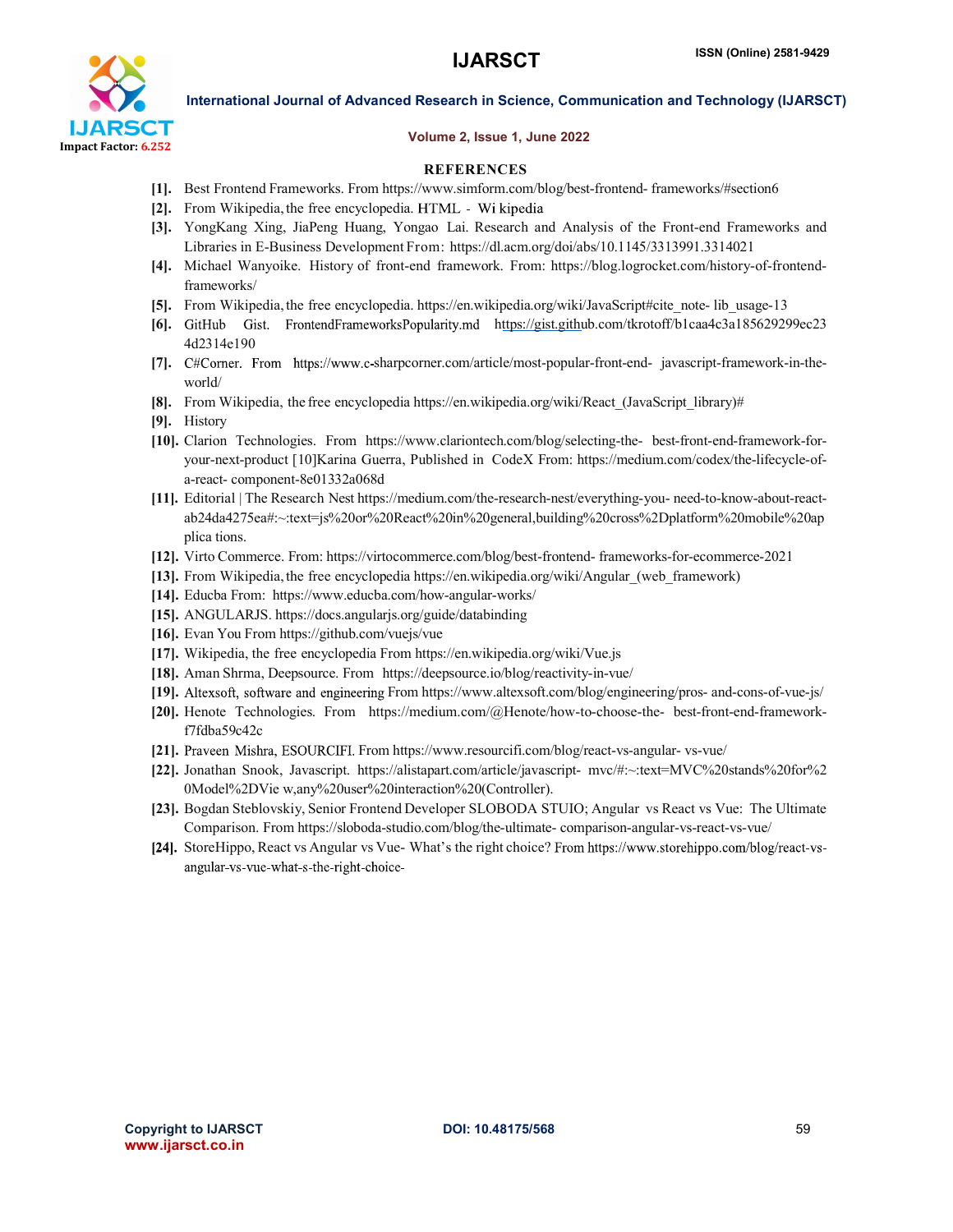## REFERENCES

[1]. Best Frontend Frameworks. From https://www.simform.com/blog/best-frontend- frameworks/#section6

[2]. From Wikipedia, the free encyclopedia. HTML - Wi kipedia

[3]. YongKang Xing, JiaPeng Huang, Yongao Lai. Research and Analysis of the Front-end Frameworks and Libraries in E-Business Development From: https://dl.acm.org/doi/abs/10.1145/3313991.3314021

[4]. Michael Wanyoike. History of front-end framework. From: https://blog.logrocket.com/history-of-frontend-frameworks/

[5]. From Wikipedia, the free encyclopedia. https://en.wikipedia.org/wiki/JavaScript#cite_note- lib_usage-13

[6]. GitHub Gist. FrontendFrameworksPopularity.md https://gist.github.com/tkrotoff/b1caa4c3a185629299ec234d2314e190

[7]. C#Corner. From https://www.c-sharpcorner.com/article/most-popular-front-end- javascript-framework-in-the-world/

[8]. From Wikipedia, the free encyclopedia https://en.wikipedia.org/wiki/React_(JavaScript_library)#

[9]. History

[10]. Clarion Technologies. From https://www.clariontech.com/blog/selecting-the- best-front-end-framework-for-your-next-product [10]Karina Guerra, Published in CodeX From: https://medium.com/codex/the-lifecycle-of-a-react- component-8e01332a068d

[11]. Editorial | The Research Nest https://medium.com/the-research-nest/everything-you- need-to-know-about-react-ab24da4275ea#:~:text=js%20or%20React%20in%20general,building%20cross%2Dplatform%20mobile%20applica tions.

[12]. Virto Commerce. From: https://virtocommerce.com/blog/best-frontend- frameworks-for-ecommerce-2021

[13]. From Wikipedia, the free encyclopedia https://en.wikipedia.org/wiki/Angular_(web_framework)

[14]. Educba From: https://www.educba.com/how-angular-works/

[15]. ANGULARJS. https://docs.angularjs.org/guide/databinding

[16]. Evan You From https://github.com/vuejs/vue

[17]. Wikipedia, the free encyclopedia From https://en.wikipedia.org/wiki/Vue.js

[18]. Aman Shrma, Deepsource. From https://deepsource.io/blog/reactivity-in-vue/

[19]. Altexsoft, software and engineering From https://www.altexsoft.com/blog/engineering/pros- and-cons-of-vue-js/

[20]. Henote Technologies. From https://medium.com/@Henote/how-to-choose-the- best-front-end-framework-f7fdba59c42c

[21]. Praveen Mishra, ESOURCIFI. From https://www.resourcifi.com/blog/react-vs-angular- vs-vue/

[22]. Jonathan Snook, Javascript. https://alistapart.com/article/javascript- mvc/#:~:text=MVC%20stands%20for%20Model%2DVie w,any%20user%20interaction%20(Controller).

[23]. Bogdan Steblovskiy, Senior Frontend Developer SLOBODA STUIO; Angular vs React vs Vue: The Ultimate Comparison. From https://sloboda-studio.com/blog/the-ultimate- comparison-angular-vs-react-vs-vue/

[24]. StoreHippo, React vs Angular vs Vue- What's the right choice? From https://www.storehippo.com/blog/react-vs-angular-vs-vue-what-s-the-right-choice-